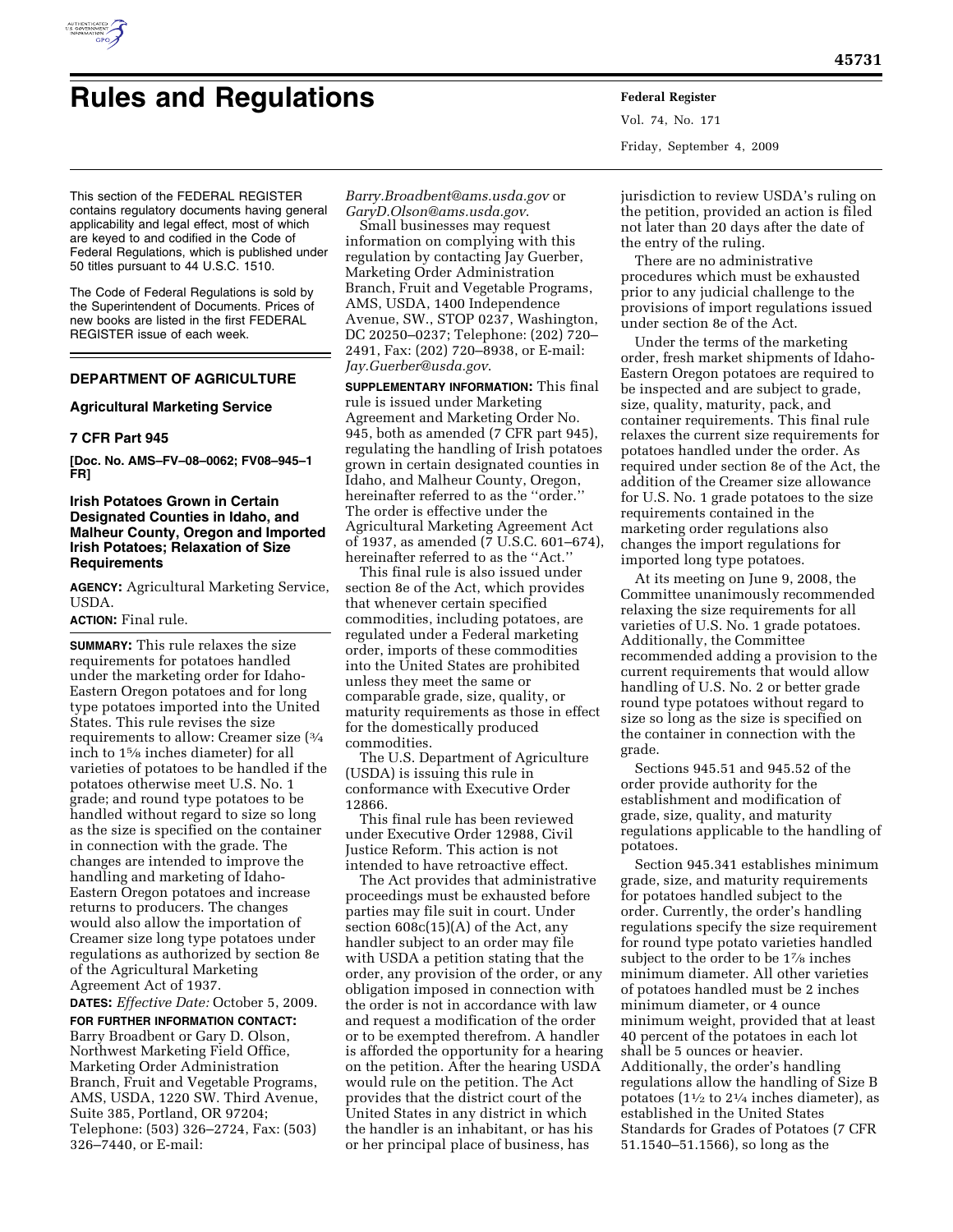# Rules and Regulations

This section of the FEDERAL REGISTER contains regulatory documents having general applicability and legal effect, most of which are keyed to and codified in the Code of Federal Regulations, which is published under 50 titles pursuant to 44 U.S.C. 1510.

The Code of Federal Regulations is sold by the Superintendent of Documents. Prices of new books are listed in the first FEDERAL REGISTER issue of each week.

## DEPARTMENT OF AGRICULTURE

### Agricultural Marketing Service

### 7 CFR Part 945

**[Doc. No. AMS–FV–08–0062; FV08–945–1 FR]**

### Irish Potatoes Grown in Certain Designated Counties in Idaho, and Malheur County, Oregon and Imported Irish Potatoes; Relaxation of Size Requirements

**AGENCY:** Agricultural Marketing Service, USDA.

**ACTION:** Final rule.

**SUMMARY:** This rule relaxes the size requirements for potatoes handled under the marketing order for Idaho-Eastern Oregon potatoes and for long type potatoes imported into the United States. This rule revises the size requirements to allow: Creamer size (¾ inch to 1⅝ inches diameter) for all varieties of potatoes to be handled if the potatoes otherwise meet U.S. No. 1 grade; and round type potatoes to be handled without regard to size so long as the size is specified on the container in connection with the grade. The changes are intended to improve the handling and marketing of Idaho-Eastern Oregon potatoes and increase returns to producers. The changes would also allow the importation of Creamer size long type potatoes under regulations as authorized by section 8e of the Agricultural Marketing Agreement Act of 1937.

**DATES:** *Effective Date:* October 5, 2009.

**FOR FURTHER INFORMATION CONTACT:** Barry Broadbent or Gary D. Olson, Northwest Marketing Field Office, Marketing Order Administration Branch, Fruit and Vegetable Programs, AMS, USDA, 1220 SW. Third Avenue, Suite 385, Portland, OR 97204; Telephone: (503) 326–2724, Fax: (503) 326–7440, or E-mail: *Barry.Broadbent@ams.usda.gov* or *GaryD.Olson@ams.usda.gov*.

Small businesses may request information on complying with this regulation by contacting Jay Guerber, Marketing Order Administration Branch, Fruit and Vegetable Programs, AMS, USDA, 1400 Independence Avenue, SW., STOP 0237, Washington, DC 20250–0237; Telephone: (202) 720–2491, Fax: (202) 720–8938, or E-mail: *Jay.Guerber@usda.gov*.

**SUPPLEMENTARY INFORMATION:** This final rule is issued under Marketing Agreement and Marketing Order No. 945, both as amended (7 CFR part 945), regulating the handling of Irish potatoes grown in certain designated counties in Idaho, and Malheur County, Oregon, hereinafter referred to as the "order." The order is effective under the Agricultural Marketing Agreement Act of 1937, as amended (7 U.S.C. 601–674), hereinafter referred to as the "Act."

This final rule is also issued under section 8e of the Act, which provides that whenever certain specified commodities, including potatoes, are regulated under a Federal marketing order, imports of these commodities into the United States are prohibited unless they meet the same or comparable grade, size, quality, or maturity requirements as those in effect for the domestically produced commodities.

The U.S. Department of Agriculture (USDA) is issuing this rule in conformance with Executive Order 12866.

This final rule has been reviewed under Executive Order 12988, Civil Justice Reform. This action is not intended to have retroactive effect.

The Act provides that administrative proceedings must be exhausted before parties may file suit in court. Under section 608c(15)(A) of the Act, any handler subject to an order may file with USDA a petition stating that the order, any provision of the order, or any obligation imposed in connection with the order is not in accordance with law and request a modification of the order or to be exempted therefrom. A handler is afforded the opportunity for a hearing on the petition. After the hearing USDA would rule on the petition. The Act provides that the district court of the United States in any district in which the handler is an inhabitant, or has his or her principal place of business, has jurisdiction to review USDA's ruling on the petition, provided an action is filed not later than 20 days after the date of the entry of the ruling.

There are no administrative procedures which must be exhausted prior to any judicial challenge to the provisions of import regulations issued under section 8e of the Act.

Under the terms of the marketing order, fresh market shipments of Idaho-Eastern Oregon potatoes are required to be inspected and are subject to grade, size, quality, maturity, pack, and container requirements. This final rule relaxes the current size requirements for potatoes handled under the order. As required under section 8e of the Act, the addition of the Creamer size allowance for U.S. No. 1 grade potatoes to the size requirements contained in the marketing order regulations also changes the import regulations for imported long type potatoes.

At its meeting on June 9, 2008, the Committee unanimously recommended relaxing the size requirements for all varieties of U.S. No. 1 grade potatoes. Additionally, the Committee recommended adding a provision to the current requirements that would allow handling of U.S. No. 2 or better grade round type potatoes without regard to size so long as the size is specified on the container in connection with the grade.

Sections 945.51 and 945.52 of the order provide authority for the establishment and modification of grade, size, quality, and maturity regulations applicable to the handling of potatoes.

Section 945.341 establishes minimum grade, size, and maturity requirements for potatoes handled subject to the order. Currently, the order's handling regulations specify the size requirement for round type potato varieties handled subject to the order to be 1⅞ inches minimum diameter. All other varieties of potatoes handled must be 2 inches minimum diameter, or 4 ounce minimum weight, provided that at least 40 percent of the potatoes in each lot shall be 5 ounces or heavier. Additionally, the order's handling regulations allow the handling of Size B potatoes (1½ to 2¼ inches diameter), as established in the United States Standards for Grades of Potatoes (7 CFR 51.1540–51.1566), so long as the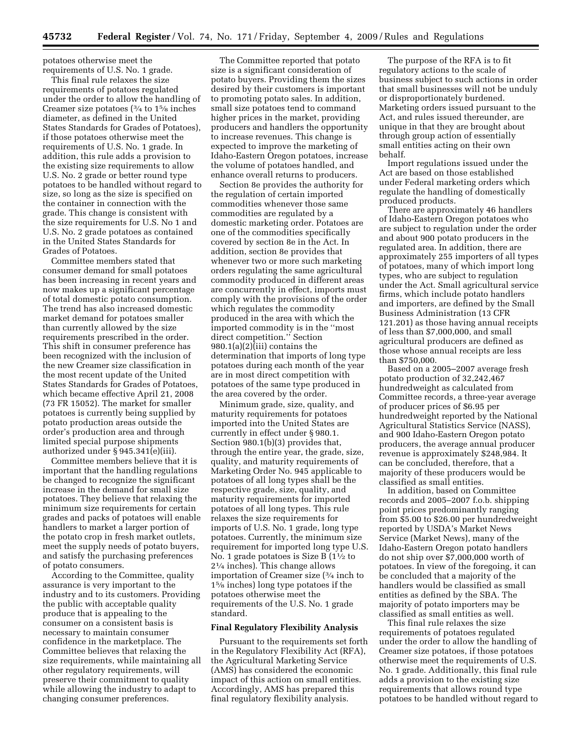potatoes otherwise meet the requirements of U.S. No. 1 grade.

This final rule relaxes the size requirements of potatoes regulated under the order to allow the handling of Creamer size potatoes (¾ to 1⅝ inches diameter, as defined in the United States Standards for Grades of Potatoes), if those potatoes otherwise meet the requirements of U.S. No. 1 grade. In addition, this rule adds a provision to the existing size requirements to allow U.S. No. 2 grade or better round type potatoes to be handled without regard to size, so long as the size is specified on the container in connection with the grade. This change is consistent with the size requirements for U.S. No 1 and U.S. No. 2 grade potatoes as contained in the United States Standards for Grades of Potatoes.

Committee members stated that consumer demand for small potatoes has been increasing in recent years and now makes up a significant percentage of total domestic potato consumption. The trend has also increased domestic market demand for potatoes smaller than currently allowed by the size requirements prescribed in the order. This shift in consumer preference has been recognized with the inclusion of the new Creamer size classification in the most recent update of the United States Standards for Grades of Potatoes, which became effective April 21, 2008 (73 FR 15052). The market for smaller potatoes is currently being supplied by potato production areas outside the order's production area and through limited special purpose shipments authorized under § 945.341(e)(iii).

Committee members believe that it is important that the handling regulations be changed to recognize the significant increase in the demand for small size potatoes. They believe that relaxing the minimum size requirements for certain grades and packs of potatoes will enable handlers to market a larger portion of the potato crop in fresh market outlets, meet the supply needs of potato buyers, and satisfy the purchasing preferences of potato consumers.

According to the Committee, quality assurance is very important to the industry and to its customers. Providing the public with acceptable quality produce that is appealing to the consumer on a consistent basis is necessary to maintain consumer confidence in the marketplace. The Committee believes that relaxing the size requirements, while maintaining all other regulatory requirements, will preserve their commitment to quality while allowing the industry to adapt to changing consumer preferences.

The Committee reported that potato size is a significant consideration of potato buyers. Providing them the sizes desired by their customers is important to promoting potato sales. In addition, small size potatoes tend to command higher prices in the market, providing producers and handlers the opportunity to increase revenues. This change is expected to improve the marketing of Idaho-Eastern Oregon potatoes, increase the volume of potatoes handled, and enhance overall returns to producers.

Section 8e provides the authority for the regulation of certain imported commodities whenever those same commodities are regulated by a domestic marketing order. Potatoes are one of the commodities specifically covered by section 8e in the Act. In addition, section 8e provides that whenever two or more such marketing orders regulating the same agricultural commodity produced in different areas are concurrently in effect, imports must comply with the provisions of the order which regulates the commodity produced in the area with which the imported commodity is in the ''most direct competition.'' Section 980.1(a)(2)(iii) contains the determination that imports of long type potatoes during each month of the year are in most direct competition with potatoes of the same type produced in the area covered by the order.

Minimum grade, size, quality, and maturity requirements for potatoes imported into the United States are currently in effect under § 980.1. Section 980.1(b)(3) provides that, through the entire year, the grade, size, quality, and maturity requirements of Marketing Order No. 945 applicable to potatoes of all long types shall be the respective grade, size, quality, and maturity requirements for imported potatoes of all long types. This rule relaxes the size requirements for imports of U.S. No. 1 grade, long type potatoes. Currently, the minimum size requirement for imported long type U.S. No. 1 grade potatoes is Size B (1½ to 2¼ inches). This change allows importation of Creamer size (¾ inch to 1⅝ inches) long type potatoes if the potatoes otherwise meet the requirements of the U.S. No. 1 grade standard.

**Final Regulatory Flexibility Analysis**

Pursuant to the requirements set forth in the Regulatory Flexibility Act (RFA), the Agricultural Marketing Service (AMS) has considered the economic impact of this action on small entities. Accordingly, AMS has prepared this final regulatory flexibility analysis.

The purpose of the RFA is to fit regulatory actions to the scale of business subject to such actions in order that small businesses will not be unduly or disproportionately burdened. Marketing orders issued pursuant to the Act, and rules issued thereunder, are unique in that they are brought about through group action of essentially small entities acting on their own behalf.

Import regulations issued under the Act are based on those established under Federal marketing orders which regulate the handling of domestically produced products.

There are approximately 46 handlers of Idaho-Eastern Oregon potatoes who are subject to regulation under the order and about 900 potato producers in the regulated area. In addition, there are approximately 255 importers of all types of potatoes, many of which import long types, who are subject to regulation under the Act. Small agricultural service firms, which include potato handlers and importers, are defined by the Small Business Administration (13 CFR 121.201) as those having annual receipts of less than $7,000,000, and small agricultural producers are defined as those whose annual receipts are less than $750,000.

Based on a 2005–2007 average fresh potato production of 32,242,467 hundredweight as calculated from Committee records, a three-year average of producer prices of $6.95 per hundredweight reported by the National Agricultural Statistics Service (NASS), and 900 Idaho-Eastern Oregon potato producers, the average annual producer revenue is approximately $248,984. It can be concluded, therefore, that a majority of these producers would be classified as small entities.

In addition, based on Committee records and 2005–2007 f.o.b. shipping point prices predominantly ranging from $5.00 to $26.00 per hundredweight reported by USDA's Market News Service (Market News), many of the Idaho-Eastern Oregon potato handlers do not ship over $7,000,000 worth of potatoes. In view of the foregoing, it can be concluded that a majority of the handlers would be classified as small entities as defined by the SBA. The majority of potato importers may be classified as small entities as well.

This final rule relaxes the size requirements of potatoes regulated under the order to allow the handling of Creamer size potatoes, if those potatoes otherwise meet the requirements of U.S. No. 1 grade. Additionally, this final rule adds a provision to the existing size requirements that allows round type potatoes to be handled without regard to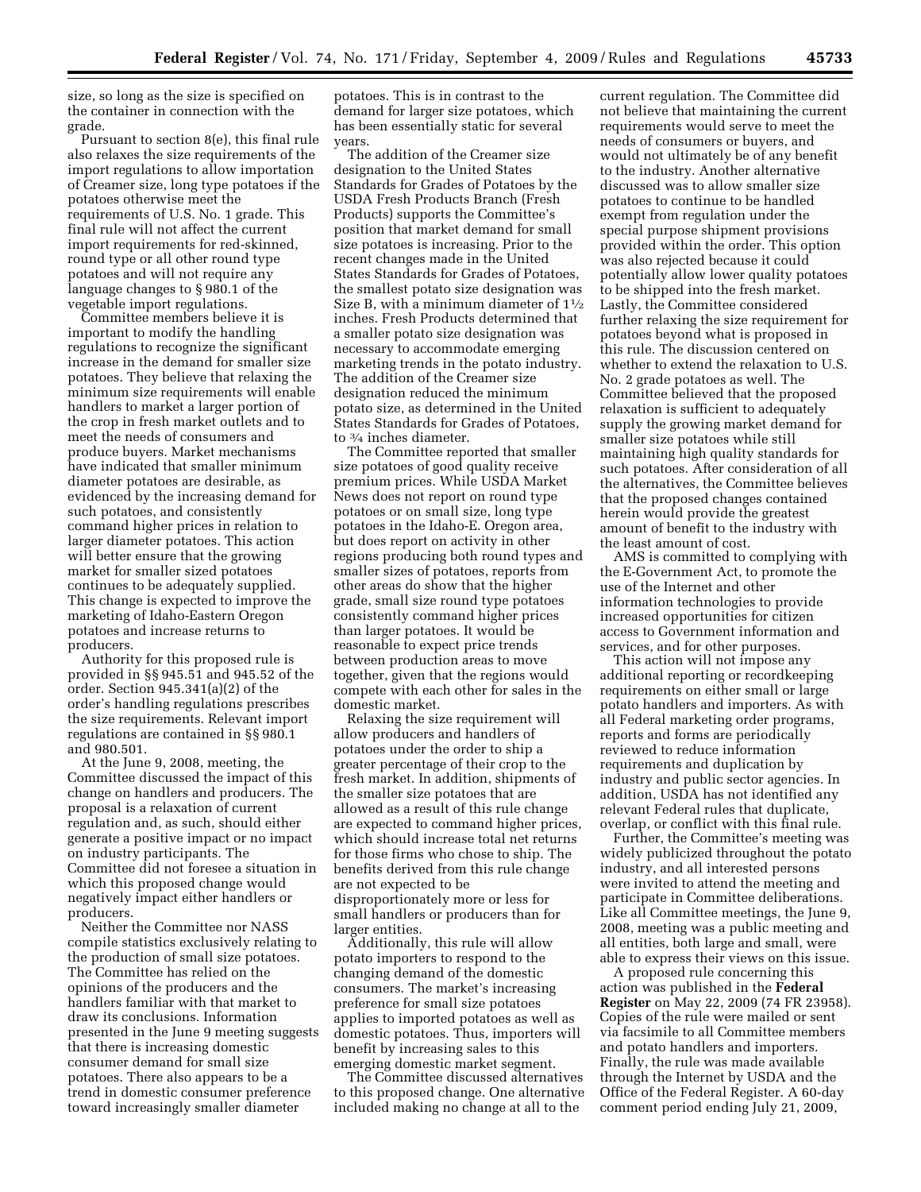size, so long as the size is specified on the container in connection with the grade.

Pursuant to section 8(e), this final rule also relaxes the size requirements of the import regulations to allow importation of Creamer size, long type potatoes if the potatoes otherwise meet the requirements of U.S. No. 1 grade. This final rule will not affect the current import requirements for red-skinned, round type or all other round type potatoes and will not require any language changes to § 980.1 of the vegetable import regulations.

Committee members believe it is important to modify the handling regulations to recognize the significant increase in the demand for smaller size potatoes. They believe that relaxing the minimum size requirements will enable handlers to market a larger portion of the crop in fresh market outlets and to meet the needs of consumers and produce buyers. Market mechanisms have indicated that smaller minimum diameter potatoes are desirable, as evidenced by the increasing demand for such potatoes, and consistently command higher prices in relation to larger diameter potatoes. This action will better ensure that the growing market for smaller sized potatoes continues to be adequately supplied. This change is expected to improve the marketing of Idaho-Eastern Oregon potatoes and increase returns to producers.

Authority for this proposed rule is provided in §§ 945.51 and 945.52 of the order. Section 945.341(a)(2) of the order's handling regulations prescribes the size requirements. Relevant import regulations are contained in §§ 980.1 and 980.501.

At the June 9, 2008, meeting, the Committee discussed the impact of this change on handlers and producers. The proposal is a relaxation of current regulation and, as such, should either generate a positive impact or no impact on industry participants. The Committee did not foresee a situation in which this proposed change would negatively impact either handlers or producers.

Neither the Committee nor NASS compile statistics exclusively relating to the production of small size potatoes. The Committee has relied on the opinions of the producers and the handlers familiar with that market to draw its conclusions. Information presented in the June 9 meeting suggests that there is increasing domestic consumer demand for small size potatoes. There also appears to be a trend in domestic consumer preference toward increasingly smaller diameter potatoes. This is in contrast to the demand for larger size potatoes, which has been essentially static for several years.

The addition of the Creamer size designation to the United States Standards for Grades of Potatoes by the USDA Fresh Products Branch (Fresh Products) supports the Committee's position that market demand for small size potatoes is increasing. Prior to the recent changes made in the United States Standards for Grades of Potatoes, the smallest potato size designation was Size B, with a minimum diameter of 1½ inches. Fresh Products determined that a smaller potato size designation was necessary to accommodate emerging marketing trends in the potato industry. The addition of the Creamer size designation reduced the minimum potato size, as determined in the United States Standards for Grades of Potatoes, to ¾ inches diameter.

The Committee reported that smaller size potatoes of good quality receive premium prices. While USDA Market News does not report on round type potatoes or on small size, long type potatoes in the Idaho-E. Oregon area, but does report on activity in other regions producing both round types and smaller sizes of potatoes, reports from other areas do show that the higher grade, small size round type potatoes consistently command higher prices than larger potatoes. It would be reasonable to expect price trends between production areas to move together, given that the regions would compete with each other for sales in the domestic market.

Relaxing the size requirement will allow producers and handlers of potatoes under the order to ship a greater percentage of their crop to the fresh market. In addition, shipments of the smaller size potatoes that are allowed as a result of this rule change are expected to command higher prices, which should increase total net returns for those firms who chose to ship. The benefits derived from this rule change are not expected to be disproportionately more or less for small handlers or producers than for larger entities.

Additionally, this rule will allow potato importers to respond to the changing demand of the domestic consumers. The market's increasing preference for small size potatoes applies to imported potatoes as well as domestic potatoes. Thus, importers will benefit by increasing sales to this emerging domestic market segment.

The Committee discussed alternatives to this proposed change. One alternative included making no change at all to the current regulation. The Committee did not believe that maintaining the current requirements would serve to meet the needs of consumers or buyers, and would not ultimately be of any benefit to the industry. Another alternative discussed was to allow smaller size potatoes to continue to be handled exempt from regulation under the special purpose shipment provisions provided within the order. This option was also rejected because it could potentially allow lower quality potatoes to be shipped into the fresh market. Lastly, the Committee considered further relaxing the size requirement for potatoes beyond what is proposed in this rule. The discussion centered on whether to extend the relaxation to U.S. No. 2 grade potatoes as well. The Committee believed that the proposed relaxation is sufficient to adequately supply the growing market demand for smaller size potatoes while still maintaining high quality standards for such potatoes. After consideration of all the alternatives, the Committee believes that the proposed changes contained herein would provide the greatest amount of benefit to the industry with the least amount of cost.

AMS is committed to complying with the E-Government Act, to promote the use of the Internet and other information technologies to provide increased opportunities for citizen access to Government information and services, and for other purposes.

This action will not impose any additional reporting or recordkeeping requirements on either small or large potato handlers and importers. As with all Federal marketing order programs, reports and forms are periodically reviewed to reduce information requirements and duplication by industry and public sector agencies. In addition, USDA has not identified any relevant Federal rules that duplicate, overlap, or conflict with this final rule.

Further, the Committee's meeting was widely publicized throughout the potato industry, and all interested persons were invited to attend the meeting and participate in Committee deliberations. Like all Committee meetings, the June 9, 2008, meeting was a public meeting and all entities, both large and small, were able to express their views on this issue.

A proposed rule concerning this action was published in the **Federal Register** on May 22, 2009 (74 FR 23958). Copies of the rule were mailed or sent via facsimile to all Committee members and potato handlers and importers. Finally, the rule was made available through the Internet by USDA and the Office of the Federal Register. A 60-day comment period ending July 21, 2009,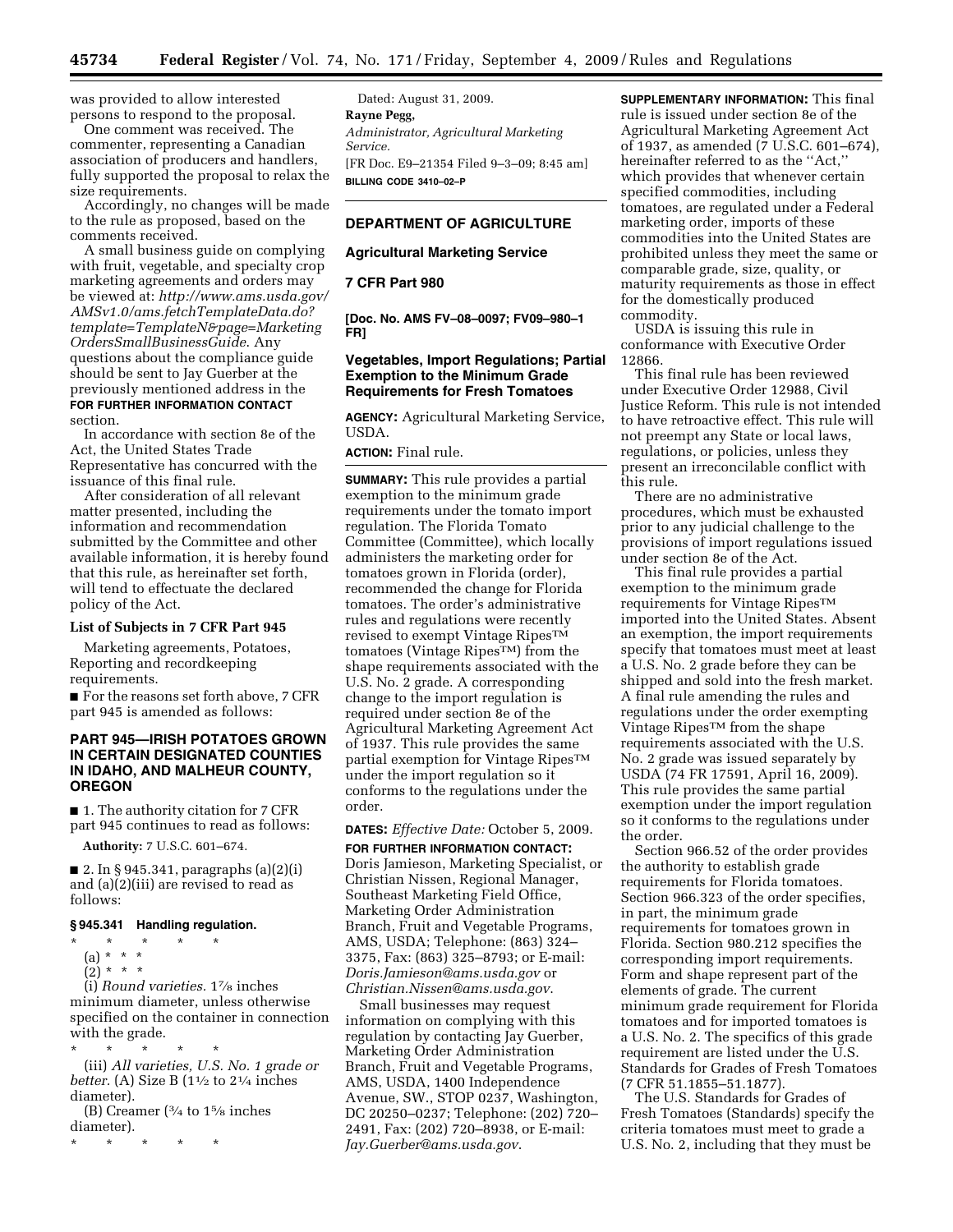was provided to allow interested persons to respond to the proposal.

One comment was received. The commenter, representing a Canadian association of producers and handlers, fully supported the proposal to relax the size requirements.

Accordingly, no changes will be made to the rule as proposed, based on the comments received.

A small business guide on complying with fruit, vegetable, and specialty crop marketing agreements and orders may be viewed at: *http://www.ams.usda.gov/AMSv1.0/ams.fetchTemplateData.do?template=TemplateN&page=MarketingOrdersSmallBusinessGuide*. Any questions about the compliance guide should be sent to Jay Guerber at the previously mentioned address in the **FOR FURTHER INFORMATION CONTACT** section.

In accordance with section 8e of the Act, the United States Trade Representative has concurred with the issuance of this final rule.

After consideration of all relevant matter presented, including the information and recommendation submitted by the Committee and other available information, it is hereby found that this rule, as hereinafter set forth, will tend to effectuate the declared policy of the Act.

### List of Subjects in 7 CFR Part 945

Marketing agreements, Potatoes, Reporting and recordkeeping requirements.

■ For the reasons set forth above, 7 CFR part 945 is amended as follows:

## PART 945—IRISH POTATOES GROWN IN CERTAIN DESIGNATED COUNTIES IN IDAHO, AND MALHEUR COUNTY, OREGON

■ 1. The authority citation for 7 CFR part 945 continues to read as follows:

**Authority:** 7 U.S.C. 601–674.

■ 2. In § 945.341, paragraphs (a)(2)(i) and (a)(2)(iii) are revised to read as follows:

### § 945.341 Handling regulation.

\* \* \* \* \*

(a) \* \* \*

(2) \* \* \*

(i) *Round varieties.* 1⅞ inches minimum diameter, unless otherwise specified on the container in connection with the grade.

\* \* \* \* \*

(iii) *All varieties, U.S. No. 1 grade or better.* (A) Size B (1½ to 2¼ inches diameter).

(B) Creamer (¾ to 1⅝ inches diameter).

\* \* \* \* \*

Dated: August 31, 2009.

**Rayne Pegg,**

*Administrator, Agricultural Marketing Service.*

[FR Doc. E9–21354 Filed 9–3–09; 8:45 am]

**BILLING CODE 3410–02–P**

---

## DEPARTMENT OF AGRICULTURE

### Agricultural Marketing Service

### 7 CFR Part 980

**[Doc. No. AMS FV–08–0097; FV09–980–1 FR]**

## Vegetables, Import Regulations; Partial Exemption to the Minimum Grade Requirements for Fresh Tomatoes

**AGENCY:** Agricultural Marketing Service, USDA.

**ACTION:** Final rule.

**SUMMARY:** This rule provides a partial exemption to the minimum grade requirements under the tomato import regulation. The Florida Tomato Committee (Committee), which locally administers the marketing order for tomatoes grown in Florida (order), recommended the change for Florida tomatoes. The order's administrative rules and regulations were recently revised to exempt Vintage Ripes™ tomatoes (Vintage Ripes™) from the shape requirements associated with the U.S. No. 2 grade. A corresponding change to the import regulation is required under section 8e of the Agricultural Marketing Agreement Act of 1937. This rule provides the same partial exemption for Vintage Ripes™ under the import regulation so it conforms to the regulations under the order.

**DATES:** *Effective Date:* October 5, 2009.

**FOR FURTHER INFORMATION CONTACT:** Doris Jamieson, Marketing Specialist, or Christian Nissen, Regional Manager, Southeast Marketing Field Office, Marketing Order Administration Branch, Fruit and Vegetable Programs, AMS, USDA; Telephone: (863) 324–3375, Fax: (863) 325–8793; or E-mail: *Doris.Jamieson@ams.usda.gov* or *Christian.Nissen@ams.usda.gov*.

Small businesses may request information on complying with this regulation by contacting Jay Guerber, Marketing Order Administration Branch, Fruit and Vegetable Programs, AMS, USDA, 1400 Independence Avenue, SW., STOP 0237, Washington, DC 20250–0237; Telephone: (202) 720–2491, Fax: (202) 720–8938, or E-mail: *Jay.Guerber@ams.usda.gov*.

**SUPPLEMENTARY INFORMATION:** This final rule is issued under section 8e of the Agricultural Marketing Agreement Act of 1937, as amended (7 U.S.C. 601–674), hereinafter referred to as the "Act," which provides that whenever certain specified commodities, including tomatoes, are regulated under a Federal marketing order, imports of these commodities into the United States are prohibited unless they meet the same or comparable grade, size, quality, or maturity requirements as those in effect for the domestically produced commodity.

USDA is issuing this rule in conformance with Executive Order 12866.

This final rule has been reviewed under Executive Order 12988, Civil Justice Reform. This rule is not intended to have retroactive effect. This rule will not preempt any State or local laws, regulations, or policies, unless they present an irreconcilable conflict with this rule.

There are no administrative procedures, which must be exhausted prior to any judicial challenge to the provisions of import regulations issued under section 8e of the Act.

This final rule provides a partial exemption to the minimum grade requirements for Vintage Ripes™ imported into the United States. Absent an exemption, the import requirements specify that tomatoes must meet at least a U.S. No. 2 grade before they can be shipped and sold into the fresh market. A final rule amending the rules and regulations under the order exempting Vintage Ripes™ from the shape requirements associated with the U.S. No. 2 grade was issued separately by USDA (74 FR 17591, April 16, 2009). This rule provides the same partial exemption under the import regulation so it conforms to the regulations under the order.

Section 966.52 of the order provides the authority to establish grade requirements for Florida tomatoes. Section 966.323 of the order specifies, in part, the minimum grade requirements for tomatoes grown in Florida. Section 980.212 specifies the corresponding import requirements. Form and shape represent part of the elements of grade. The current minimum grade requirement for Florida tomatoes and for imported tomatoes is a U.S. No. 2. The specifics of this grade requirement are listed under the U.S. Standards for Grades of Fresh Tomatoes (7 CFR 51.1855–51.1877).

The U.S. Standards for Grades of Fresh Tomatoes (Standards) specify the criteria tomatoes must meet to grade a U.S. No. 2, including that they must be